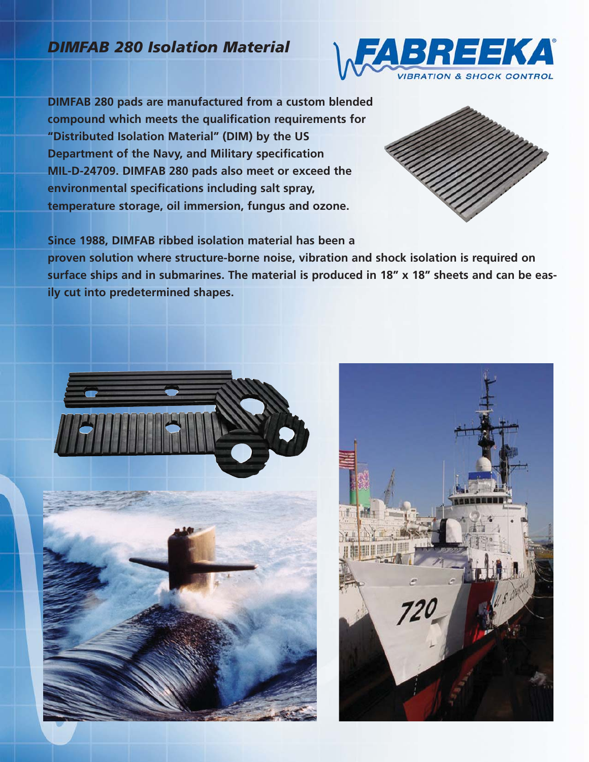# *DIMFAB 280 Isolation Material*

**FABREEKA®**
**VIBRATION & SHOCK CONTROL**

**DIMFAB 280 pads are manufactured from a custom blended compound which meets the qualification requirements for "Distributed Isolation Material" (DIM) by the US Department of the Navy, and Military specification MIL-D-24709. DIMFAB 280 pads also meet or exceed the environmental specifications including salt spray, temperature storage, oil immersion, fungus and ozone.**

**Since 1988, DIMFAB ribbed isolation material has been a proven solution where structure-borne noise, vibration and shock isolation is required on surface ships and in submarines. The material is produced in 18" x 18" sheets and can be easily cut into predetermined shapes.**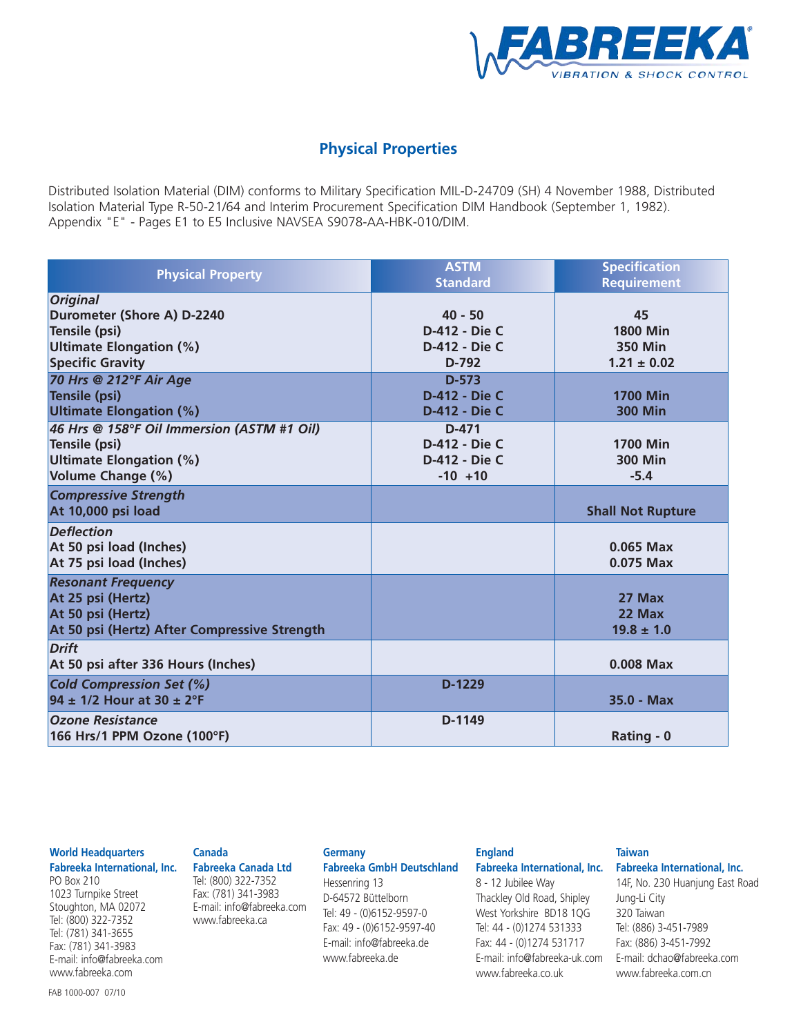## Physical Properties

Distributed Isolation Material (DIM) conforms to Military Specification MIL-D-24709 (SH) 4 November 1988, Distributed Isolation Material Type R-50-21/64 and Interim Procurement Specification DIM Handbook (September 1, 1982). Appendix "E" - Pages E1 to E5 Inclusive NAVSEA S9078-AA-HBK-010/DIM.

| Physical Property | ASTM Standard | Specification Requirement |
|---|---|---|
| ***Original*** | | |
| **Durometer (Shore A) D-2240** | **40 - 50** | **45** |
| **Tensile (psi)** | **D-412 - Die C** | **1800 Min** |
| **Ultimate Elongation (%)** | **D-412 - Die C** | **350 Min** |
| **Specific Gravity** | **D-792** | **1.21 ± 0.02** |
| ***70 Hrs @ 212°F Air Age*** | **D-573** | |
| **Tensile (psi)** | **D-412 - Die C** | **1700 Min** |
| **Ultimate Elongation (%)** | **D-412 - Die C** | **300 Min** |
| ***46 Hrs @ 158°F Oil Immersion (ASTM #1 Oil)*** | **D-471** | |
| **Tensile (psi)** | **D-412 - Die C** | **1700 Min** |
| **Ultimate Elongation (%)** | **D-412 - Die C** | **300 Min** |
| **Volume Change (%)** | **-10 +10** | **-5.4** |
| ***Compressive Strength*** | | |
| **At 10,000 psi load** | | **Shall Not Rupture** |
| ***Deflection*** | | |
| **At 50 psi load (Inches)** | | **0.065 Max** |
| **At 75 psi load (Inches)** | | **0.075 Max** |
| ***Resonant Frequency*** | | |
| **At 25 psi (Hertz)** | | **27 Max** |
| **At 50 psi (Hertz)** | | **22 Max** |
| **At 50 psi (Hertz) After Compressive Strength** | | **19.8 ± 1.0** |
| ***Drift*** | | |
| **At 50 psi after 336 Hours (Inches)** | | **0.008 Max** |
| ***Cold Compression Set (%)*** | **D-1229** | |
| **94 ± 1/2 Hour at 30 ± 2°F** | | **35.0 - Max** |
| ***Ozone Resistance*** | **D-1149** | |
| **166 Hrs/1 PPM Ozone (100°F)** | | **Rating - 0** |

**World Headquarters**
**Fabreeka International, Inc.**
PO Box 210
1023 Turnpike Street
Stoughton, MA 02072
Tel: (800) 322-7352
Tel: (781) 341-3655
Fax: (781) 341-3983
E-mail: info@fabreeka.com
www.fabreeka.com

**Canada**
**Fabreeka Canada Ltd**
Tel: (800) 322-7352
Fax: (781) 341-3983
E-mail: info@fabreeka.com
www.fabreeka.ca

**Germany**
**Fabreeka GmbH Deutschland**
Hessenring 13
D-64572 Büttelborn
Tel: 49 - (0)6152-9597-0
Fax: 49 - (0)6152-9597-40
E-mail: info@fabreeka.de
www.fabreeka.de

**England**
**Fabreeka International, Inc.**
8 - 12 Jubilee Way
Thackley Old Road, Shipley
West Yorkshire BD18 1QG
Tel: 44 - (0)1274 531333
Fax: 44 - (0)1274 531717
E-mail: info@fabreeka-uk.com
www.fabreeka.co.uk

**Taiwan**
**Fabreeka International, Inc.**
14F, No. 230 Huanjung East Road
Jung-Li City
320 Taiwan
Tel: (886) 3-451-7989
Fax: (886) 3-451-7992
E-mail: dchao@fabreeka.com
www.fabreeka.com.cn

FAB 1000-007 07/10